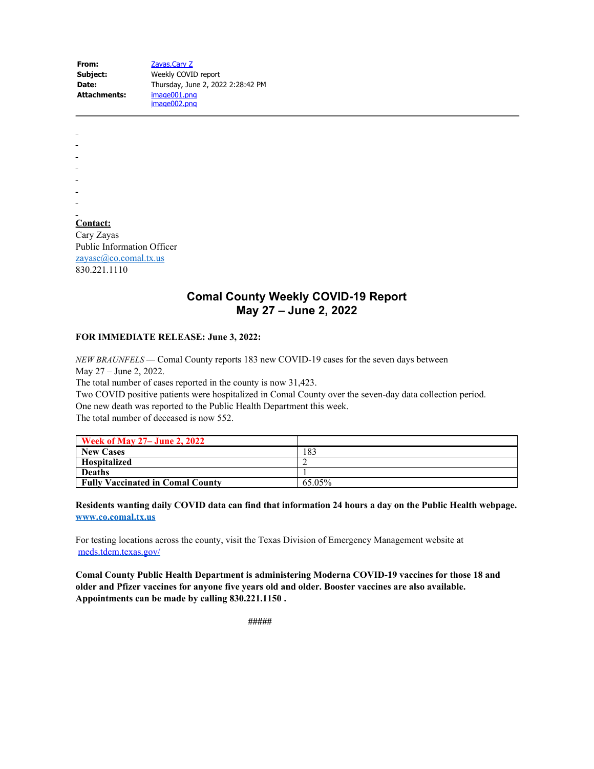**From:** Zayas,Cary Z
**Subject:** Weekly COVID report
**Date:** Thursday, June 2, 2022 2:28:42 PM
**Attachments:** image001.png
image002.png

---

**Contact:**
Cary Zayas
Public Information Officer
zayasc@co.comal.tx.us
830.221.1110

## Comal County Weekly COVID-19 Report
## May 27 – June 2, 2022

**FOR IMMEDIATE RELEASE: June 3, 2022:**

*NEW BRAUNFELS* — Comal County reports 183 new COVID-19 cases for the seven days between May 27 – June 2, 2022.
The total number of cases reported in the county is now 31,423.
Two COVID positive patients were hospitalized in Comal County over the seven-day data collection period.
One new death was reported to the Public Health Department this week.
The total number of deceased is now 552.

| Week of May 27– June 2, 2022 | |
|---|---|
| **New Cases** | 183 |
| **Hospitalized** | 2 |
| **Deaths** | 1 |
| **Fully Vaccinated in Comal County** | 65.05% |

**Residents wanting daily COVID data can find that information 24 hours a day on the Public Health webpage.**
**www.co.comal.tx.us**

For testing locations across the county, visit the Texas Division of Emergency Management website at meds.tdem.texas.gov/

**Comal County Public Health Department is administering Moderna COVID-19 vaccines for those 18 and older and Pfizer vaccines for anyone five years old and older. Booster vaccines are also available. Appointments can be made by calling 830.221.1150 .**

#####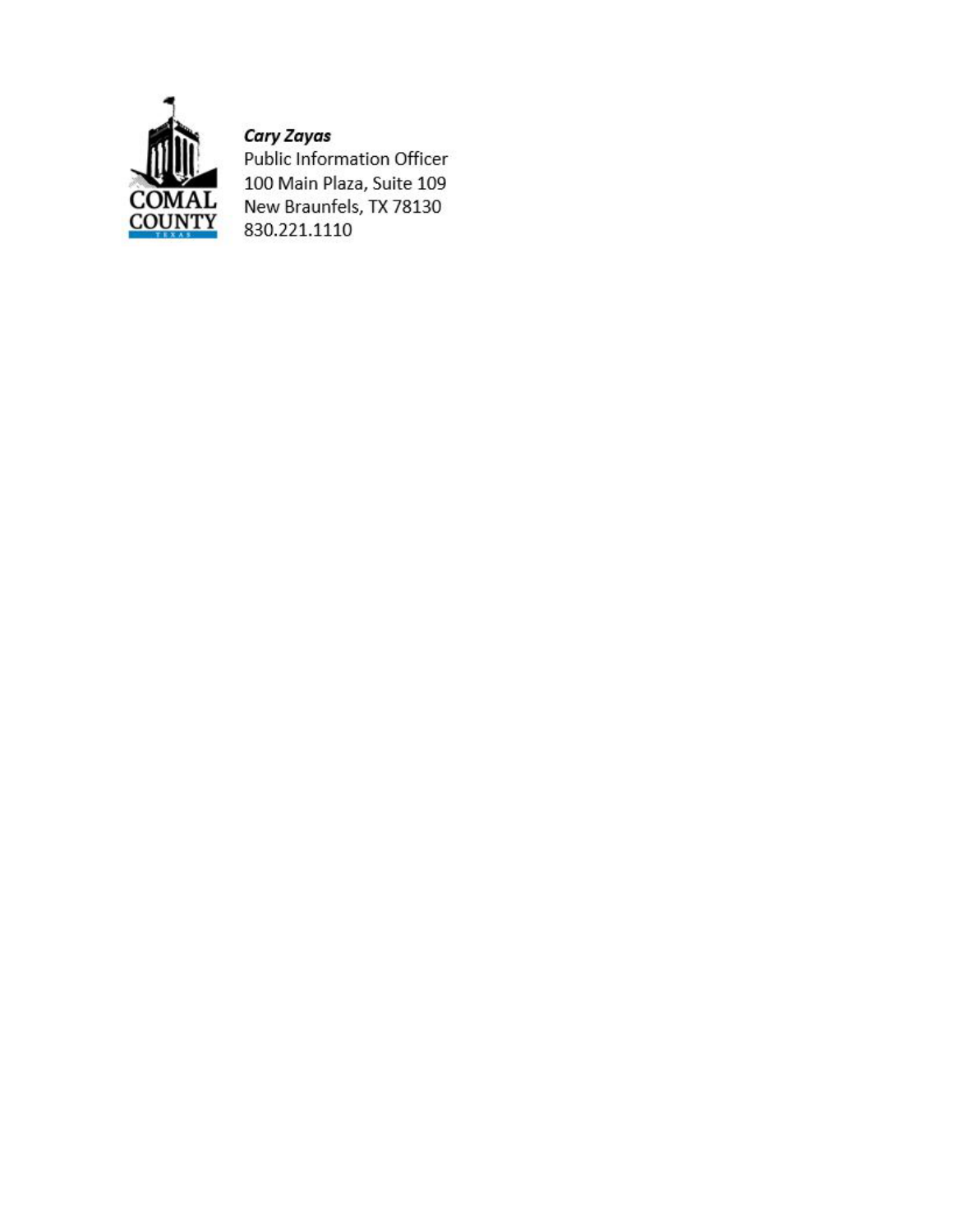***Cary Zayas***
Public Information Officer
100 Main Plaza, Suite 109
New Braunfels, TX 78130
830.221.1110